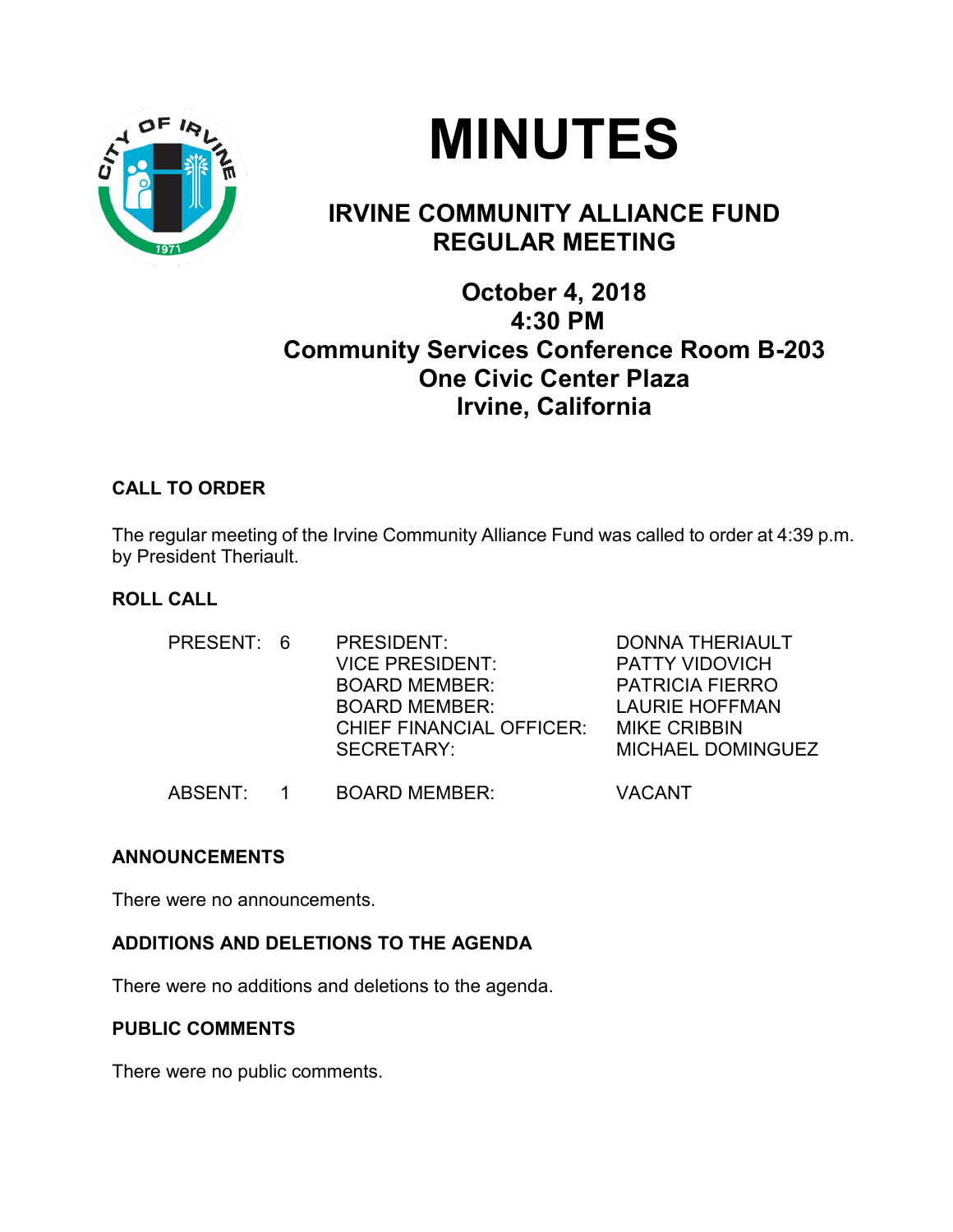# MINUTES

## IRVINE COMMUNITY ALLIANCE FUND REGULAR MEETING

### October 4, 2018
### 4:30 PM
### Community Services Conference Room B-203
### One Civic Center Plaza
### Irvine, California

**CALL TO ORDER**

The regular meeting of the Irvine Community Alliance Fund was called to order at 4:39 p.m. by President Theriault.

**ROLL CALL**

| | | | |
|---|---|---|---|
| PRESENT: | 6 | PRESIDENT: | DONNA THERIAULT |
| | | VICE PRESIDENT: | PATTY VIDOVICH |
| | | BOARD MEMBER: | PATRICIA FIERRO |
| | | BOARD MEMBER: | LAURIE HOFFMAN |
| | | CHIEF FINANCIAL OFFICER: | MIKE CRIBBIN |
| | | SECRETARY: | MICHAEL DOMINGUEZ |
| ABSENT: | 1 | BOARD MEMBER: | VACANT |

**ANNOUNCEMENTS**

There were no announcements.

**ADDITIONS AND DELETIONS TO THE AGENDA**

There were no additions and deletions to the agenda.

**PUBLIC COMMENTS**

There were no public comments.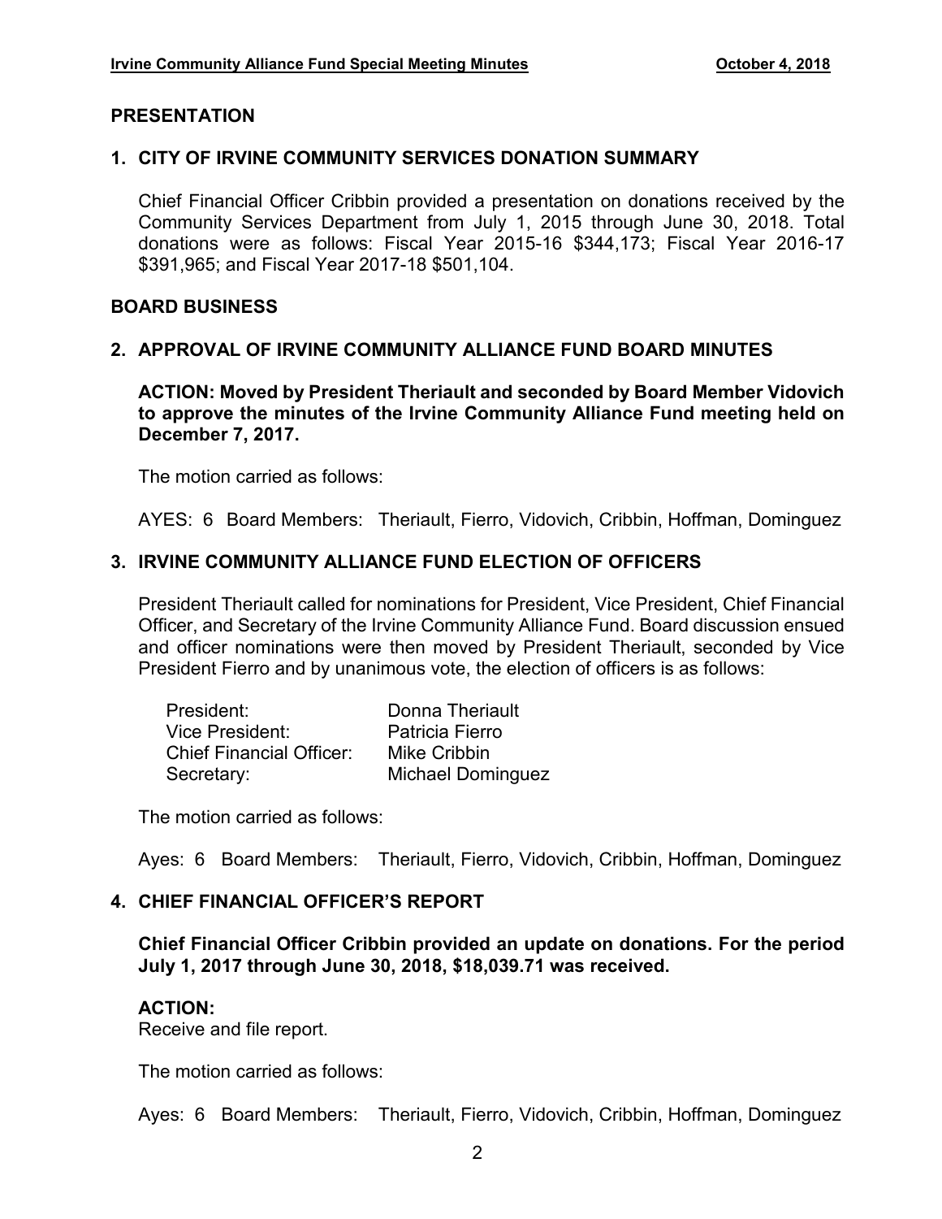## PRESENTATION

### 1. CITY OF IRVINE COMMUNITY SERVICES DONATION SUMMARY

Chief Financial Officer Cribbin provided a presentation on donations received by the Community Services Department from July 1, 2015 through June 30, 2018. Total donations were as follows: Fiscal Year 2015-16 $344,173; Fiscal Year 2016-17 $391,965; and Fiscal Year 2017-18 $501,104.

## BOARD BUSINESS

### 2. APPROVAL OF IRVINE COMMUNITY ALLIANCE FUND BOARD MINUTES

**ACTION: Moved by President Theriault and seconded by Board Member Vidovich to approve the minutes of the Irvine Community Alliance Fund meeting held on December 7, 2017.**

The motion carried as follows:

AYES: 6 Board Members: Theriault, Fierro, Vidovich, Cribbin, Hoffman, Dominguez

### 3. IRVINE COMMUNITY ALLIANCE FUND ELECTION OF OFFICERS

President Theriault called for nominations for President, Vice President, Chief Financial Officer, and Secretary of the Irvine Community Alliance Fund. Board discussion ensued and officer nominations were then moved by President Theriault, seconded by Vice President Fierro and by unanimous vote, the election of officers is as follows:

| | |
|---|---|
| President: | Donna Theriault |
| Vice President: | Patricia Fierro |
| Chief Financial Officer: | Mike Cribbin |
| Secretary: | Michael Dominguez |

The motion carried as follows:

Ayes: 6 Board Members: Theriault, Fierro, Vidovich, Cribbin, Hoffman, Dominguez

### 4. CHIEF FINANCIAL OFFICER'S REPORT

**Chief Financial Officer Cribbin provided an update on donations. For the period July 1, 2017 through June 30, 2018, $18,039.71 was received.**

**ACTION:**
Receive and file report.

The motion carried as follows:

Ayes: 6 Board Members: Theriault, Fierro, Vidovich, Cribbin, Hoffman, Dominguez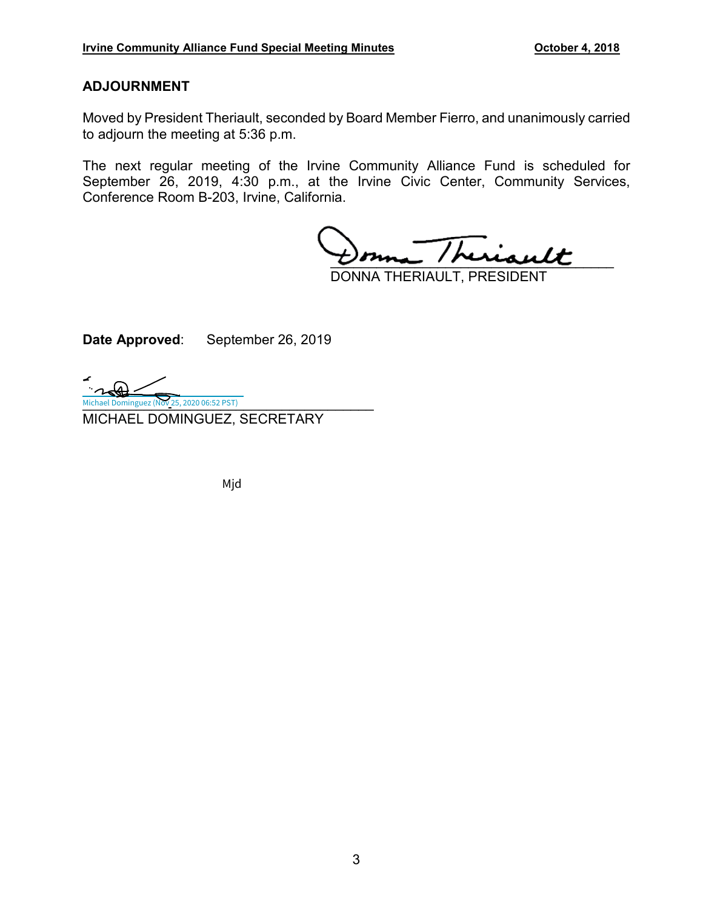## ADJOURNMENT

Moved by President Theriault, seconded by Board Member Fierro, and unanimously carried to adjourn the meeting at 5:36 p.m.

The next regular meeting of the Irvine Community Alliance Fund is scheduled for September 26, 2019, 4:30 p.m., at the Irvine Civic Center, Community Services, Conference Room B-203, Irvine, California.

DONNA THERIAULT, PRESIDENT

**Date Approved**: September 26, 2019

Michael Dominguez (Nov 25, 2020 06:52 PST)

MICHAEL DOMINGUEZ, SECRETARY

Mjd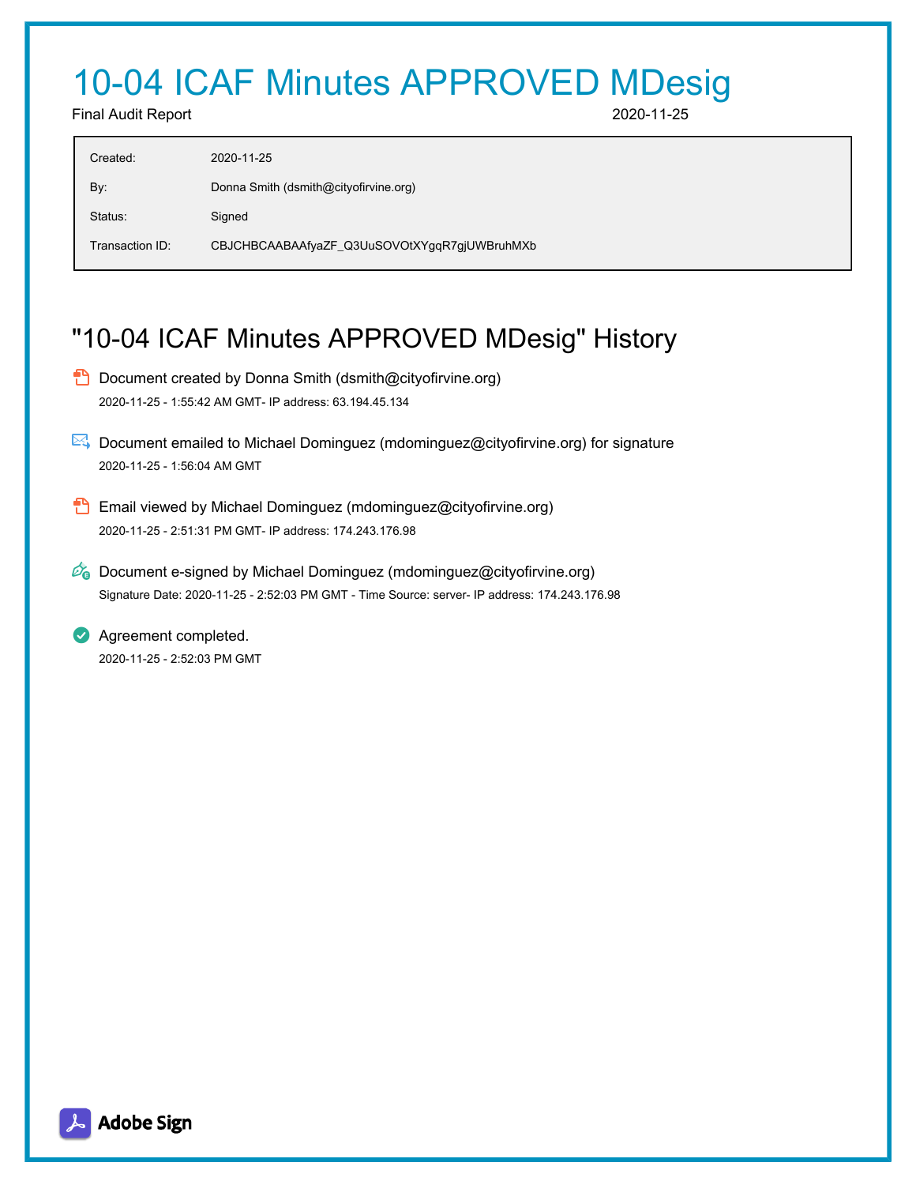# 10-04 ICAF Minutes APPROVED MDesig

Final Audit Report 2020-11-25

| | |
|---|---|
| Created: | 2020-11-25 |
| By: | Donna Smith (dsmith@cityofirvine.org) |
| Status: | Signed |
| Transaction ID: | CBJCHBCAABAAfyaZF_Q3UuSOVOtXYgqR7gjUWBruhMXb |

## "10-04 ICAF Minutes APPROVED MDesig" History

- Document created by Donna Smith (dsmith@cityofirvine.org)
  2020-11-25 - 1:55:42 AM GMT- IP address: 63.194.45.134

- Document emailed to Michael Dominguez (mdominguez@cityofirvine.org) for signature
  2020-11-25 - 1:56:04 AM GMT

- Email viewed by Michael Dominguez (mdominguez@cityofirvine.org)
  2020-11-25 - 2:51:31 PM GMT- IP address: 174.243.176.98

- Document e-signed by Michael Dominguez (mdominguez@cityofirvine.org)
  Signature Date: 2020-11-25 - 2:52:03 PM GMT - Time Source: server- IP address: 174.243.176.98

- Agreement completed.
  2020-11-25 - 2:52:03 PM GMT

Adobe Sign